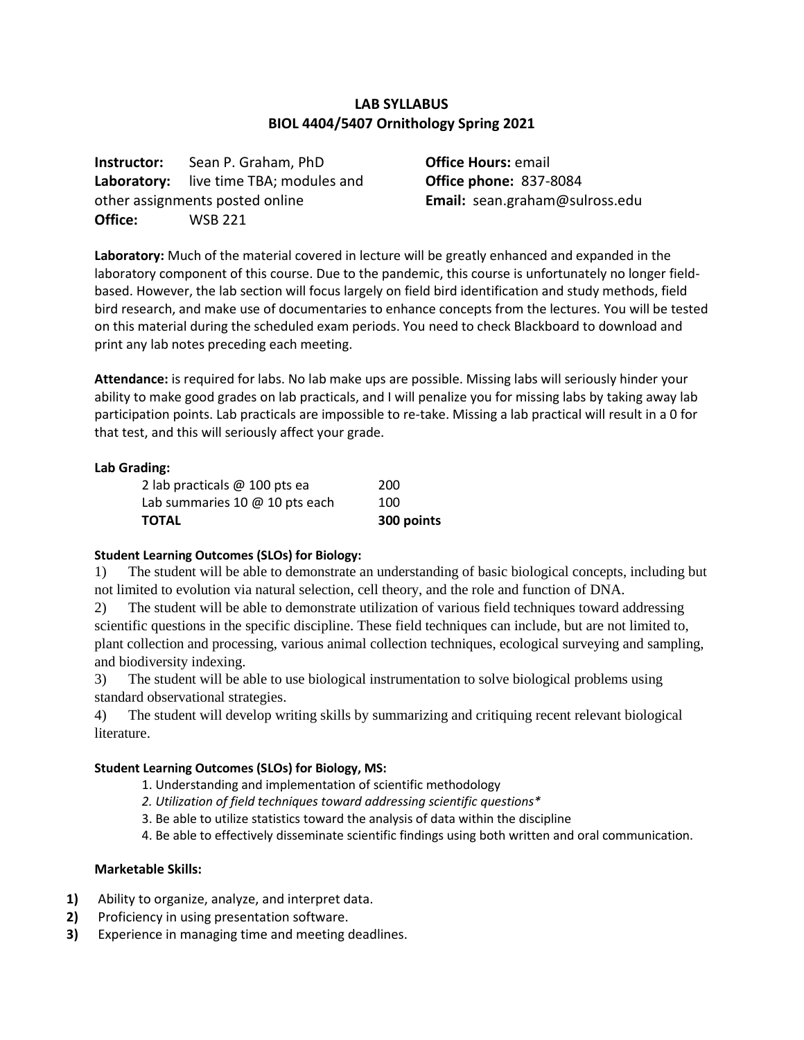# LAB SYLLABUS
## BIOL 4404/5407 Ornithology Spring 2021

**Instructor:** Sean P. Graham, PhD
**Laboratory:** live time TBA; modules and other assignments posted online
**Office:** WSB 221

**Office Hours:** email
**Office phone:** 837-8084
**Email:** sean.graham@sulross.edu

**Laboratory:** Much of the material covered in lecture will be greatly enhanced and expanded in the laboratory component of this course. Due to the pandemic, this course is unfortunately no longer field-based. However, the lab section will focus largely on field bird identification and study methods, field bird research, and make use of documentaries to enhance concepts from the lectures. You will be tested on this material during the scheduled exam periods. You need to check Blackboard to download and print any lab notes preceding each meeting.

**Attendance:** is required for labs. No lab make ups are possible. Missing labs will seriously hinder your ability to make good grades on lab practicals, and I will penalize you for missing labs by taking away lab participation points. Lab practicals are impossible to re-take. Missing a lab practical will result in a 0 for that test, and this will seriously affect your grade.

**Lab Grading:**

| | |
|---|---|
| 2 lab practicals @ 100 pts ea | 200 |
| Lab summaries 10 @ 10 pts each | 100 |
| **TOTAL** | **300 points** |

**Student Learning Outcomes (SLOs) for Biology:**

1) The student will be able to demonstrate an understanding of basic biological concepts, including but not limited to evolution via natural selection, cell theory, and the role and function of DNA.
2) The student will be able to demonstrate utilization of various field techniques toward addressing scientific questions in the specific discipline. These field techniques can include, but are not limited to, plant collection and processing, various animal collection techniques, ecological surveying and sampling, and biodiversity indexing.
3) The student will be able to use biological instrumentation to solve biological problems using standard observational strategies.
4) The student will develop writing skills by summarizing and critiquing recent relevant biological literature.

**Student Learning Outcomes (SLOs) for Biology, MS:**

1. Understanding and implementation of scientific methodology
2. *Utilization of field techniques toward addressing scientific questions**
3. Be able to utilize statistics toward the analysis of data within the discipline
4. Be able to effectively disseminate scientific findings using both written and oral communication.

**Marketable Skills:**

1) Ability to organize, analyze, and interpret data.
2) Proficiency in using presentation software.
3) Experience in managing time and meeting deadlines.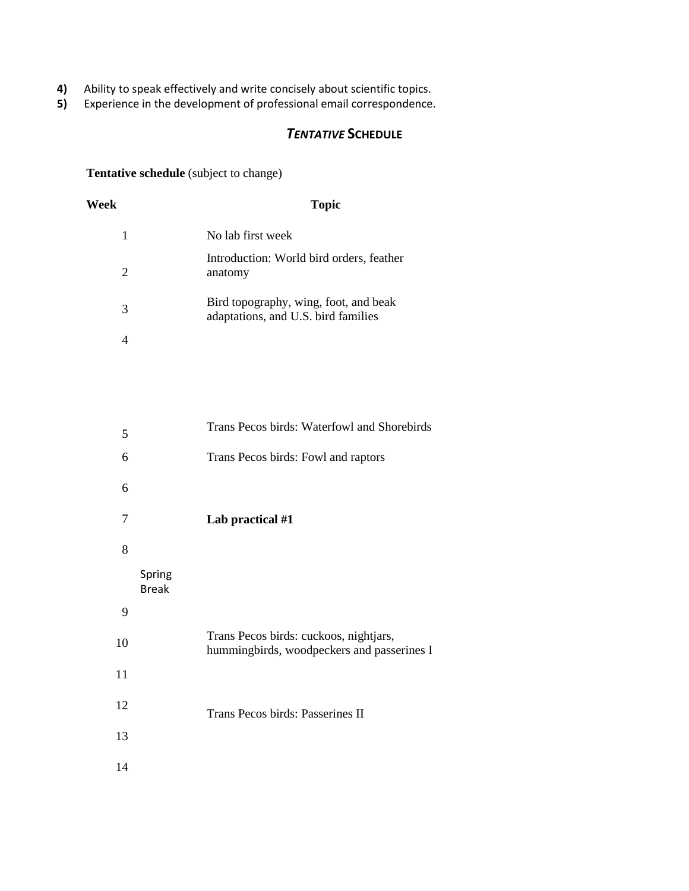4) Ability to speak effectively and write concisely about scientific topics.
5) Experience in the development of professional email correspondence.

## *TENTATIVE* SCHEDULE

**Tentative schedule** (subject to change)

| Week | Topic |
| --- | --- |
| 1 | No lab first week |
| 2 | Introduction: World bird orders, feather anatomy |
| 3 | Bird topography, wing, foot, and beak adaptations, and U.S. bird families |
| 4 | |
| 5 | Trans Pecos birds: Waterfowl and Shorebirds |
| 6 | Trans Pecos birds: Fowl and raptors |
| 6 | |
| 7 | **Lab practical #1** |
| 8 | |
| Spring Break | |
| 9 | |
| 10 | Trans Pecos birds: cuckoos, nightjars, hummingbirds, woodpeckers and passerines I |
| 11 | |
| 12 | Trans Pecos birds: Passerines II |
| 13 | |
| 14 | |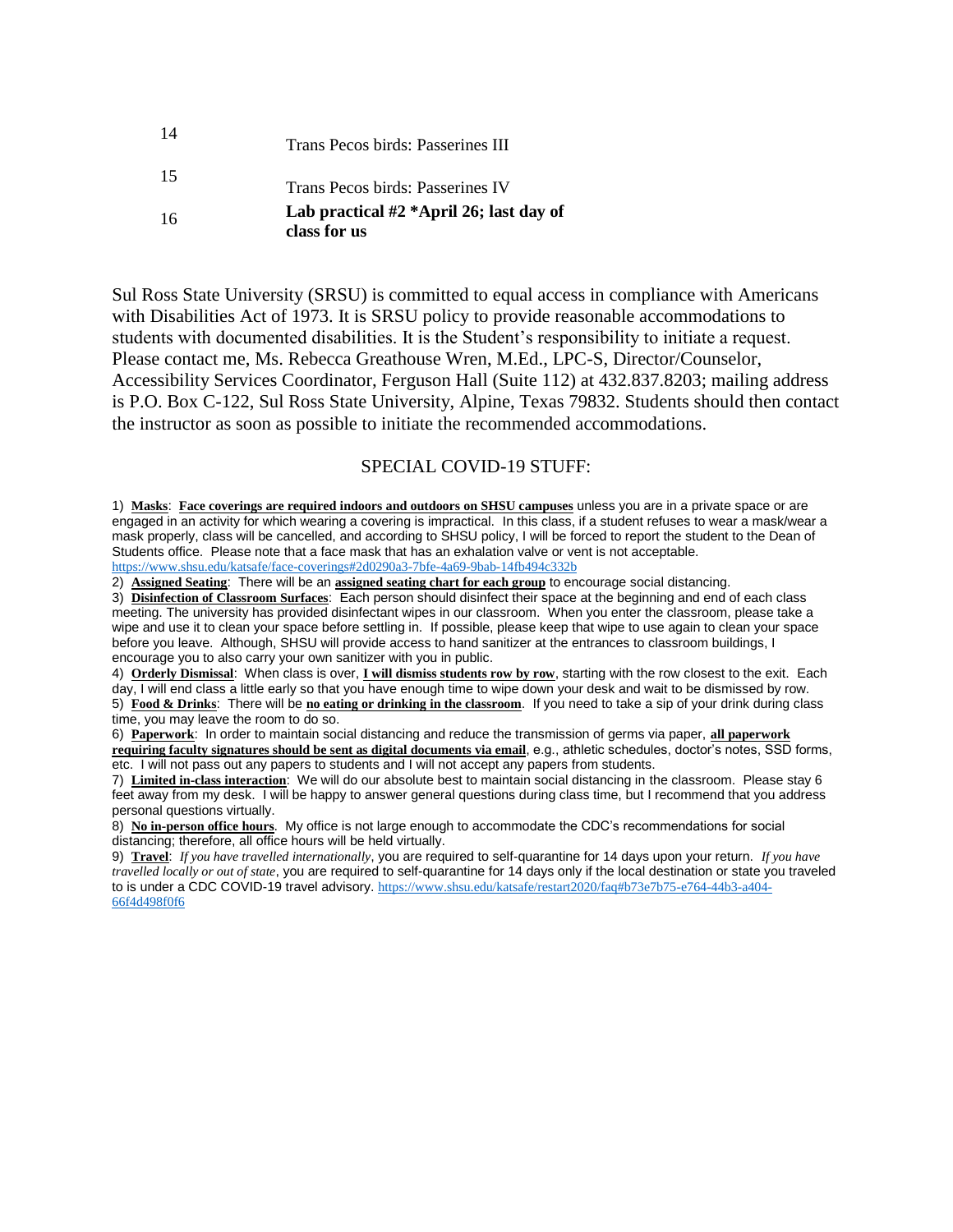| | |
|---|---|
| 14 | Trans Pecos birds: Passerines III |
| 15 | Trans Pecos birds: Passerines IV |
| 16 | **Lab practical #2 *April 26; last day of class for us** |

Sul Ross State University (SRSU) is committed to equal access in compliance with Americans with Disabilities Act of 1973. It is SRSU policy to provide reasonable accommodations to students with documented disabilities. It is the Student's responsibility to initiate a request. Please contact me, Ms. Rebecca Greathouse Wren, M.Ed., LPC-S, Director/Counselor, Accessibility Services Coordinator, Ferguson Hall (Suite 112) at 432.837.8203; mailing address is P.O. Box C-122, Sul Ross State University, Alpine, Texas 79832. Students should then contact the instructor as soon as possible to initiate the recommended accommodations.

## SPECIAL COVID-19 STUFF:

1) **Masks**: **Face coverings are required indoors and outdoors on SHSU campuses** unless you are in a private space or are engaged in an activity for which wearing a covering is impractical. In this class, if a student refuses to wear a mask/wear a mask properly, class will be cancelled, and according to SHSU policy, I will be forced to report the student to the Dean of Students office. Please note that a face mask that has an exhalation valve or vent is not acceptable. https://www.shsu.edu/katsafe/face-coverings#2d0290a3-7bfe-4a69-9bab-14fb494c332b

2) **Assigned Seating**: There will be an **assigned seating chart for each group** to encourage social distancing.

3) **Disinfection of Classroom Surfaces**: Each person should disinfect their space at the beginning and end of each class meeting. The university has provided disinfectant wipes in our classroom. When you enter the classroom, please take a wipe and use it to clean your space before settling in. If possible, please keep that wipe to use again to clean your space before you leave. Although, SHSU will provide access to hand sanitizer at the entrances to classroom buildings, I encourage you to also carry your own sanitizer with you in public.

4) **Orderly Dismissal**: When class is over, **I will dismiss students row by row**, starting with the row closest to the exit. Each day, I will end class a little early so that you have enough time to wipe down your desk and wait to be dismissed by row.

5) **Food & Drinks**: There will be **no eating or drinking in the classroom**. If you need to take a sip of your drink during class time, you may leave the room to do so.

6) **Paperwork**: In order to maintain social distancing and reduce the transmission of germs via paper, **all paperwork requiring faculty signatures should be sent as digital documents via email**, e.g., athletic schedules, doctor's notes, SSD forms, etc. I will not pass out any papers to students and I will not accept any papers from students.

7) **Limited in-class interaction**: We will do our absolute best to maintain social distancing in the classroom. Please stay 6 feet away from my desk. I will be happy to answer general questions during class time, but I recommend that you address personal questions virtually.

8) **No in-person office hours**. My office is not large enough to accommodate the CDC's recommendations for social distancing; therefore, all office hours will be held virtually.

9) **Travel**: *If you have travelled internationally*, you are required to self-quarantine for 14 days upon your return. *If you have travelled locally or out of state*, you are required to self-quarantine for 14 days only if the local destination or state you traveled to is under a CDC COVID-19 travel advisory. https://www.shsu.edu/katsafe/restart2020/faq#b73e7b75-e764-44b3-a404-66f4d498f0f6